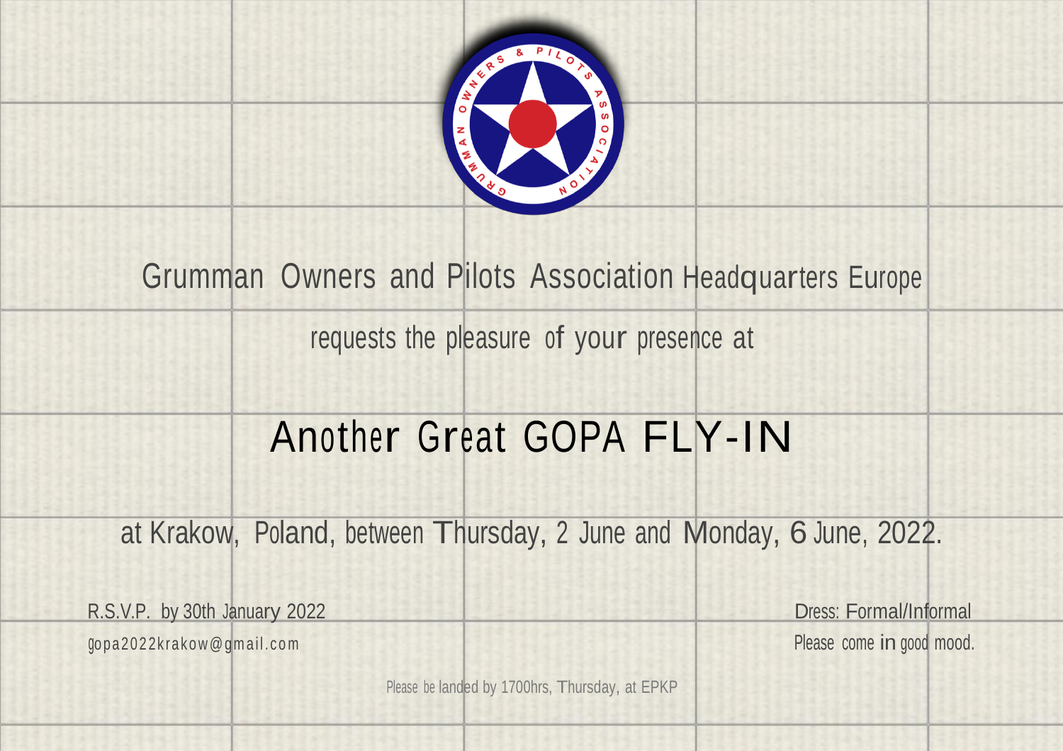Grumman Owners and Pilots Association Headquarters Europe

requests the pleasure of your presence at

# Another Great GOPA FLY-IN

at Krakow, Poland, between Thursday, 2 June and Monday, 6 June, 2022.

R.S.V.P. by 30th January 2022

gopa2022krakow@gmail.com

Dress: Formal/Informal

Please come in good mood.

Please be landed by 1700hrs, Thursday, at EPKP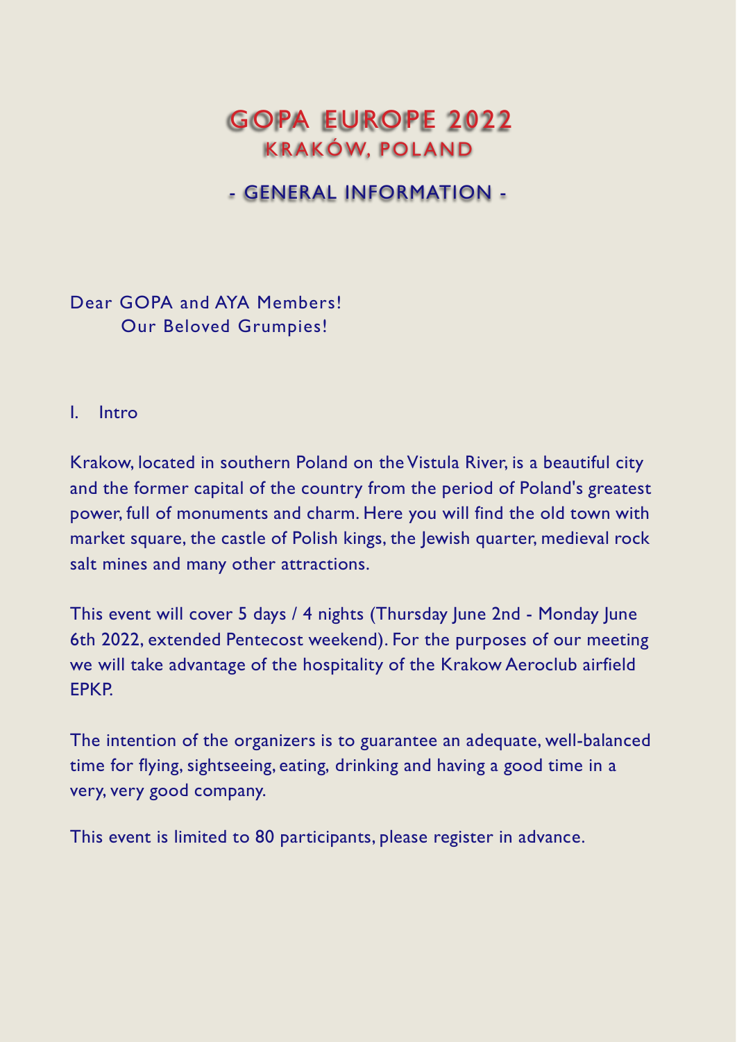# GOPA EUROPE 2022

## KRAKÓW, POLAND

## - GENERAL INFORMATION -

Dear GOPA and AYA Members!
Our Beloved Grumpies!

I. Intro

Krakow, located in southern Poland on the Vistula River, is a beautiful city and the former capital of the country from the period of Poland's greatest power, full of monuments and charm. Here you will find the old town with market square, the castle of Polish kings, the Jewish quarter, medieval rock salt mines and many other attractions.

This event will cover 5 days / 4 nights (Thursday June 2nd - Monday June 6th 2022, extended Pentecost weekend). For the purposes of our meeting we will take advantage of the hospitality of the Krakow Aeroclub airfield EPKP.

The intention of the organizers is to guarantee an adequate, well-balanced time for flying, sightseeing, eating, drinking and having a good time in a very, very good company.

This event is limited to 80 participants, please register in advance.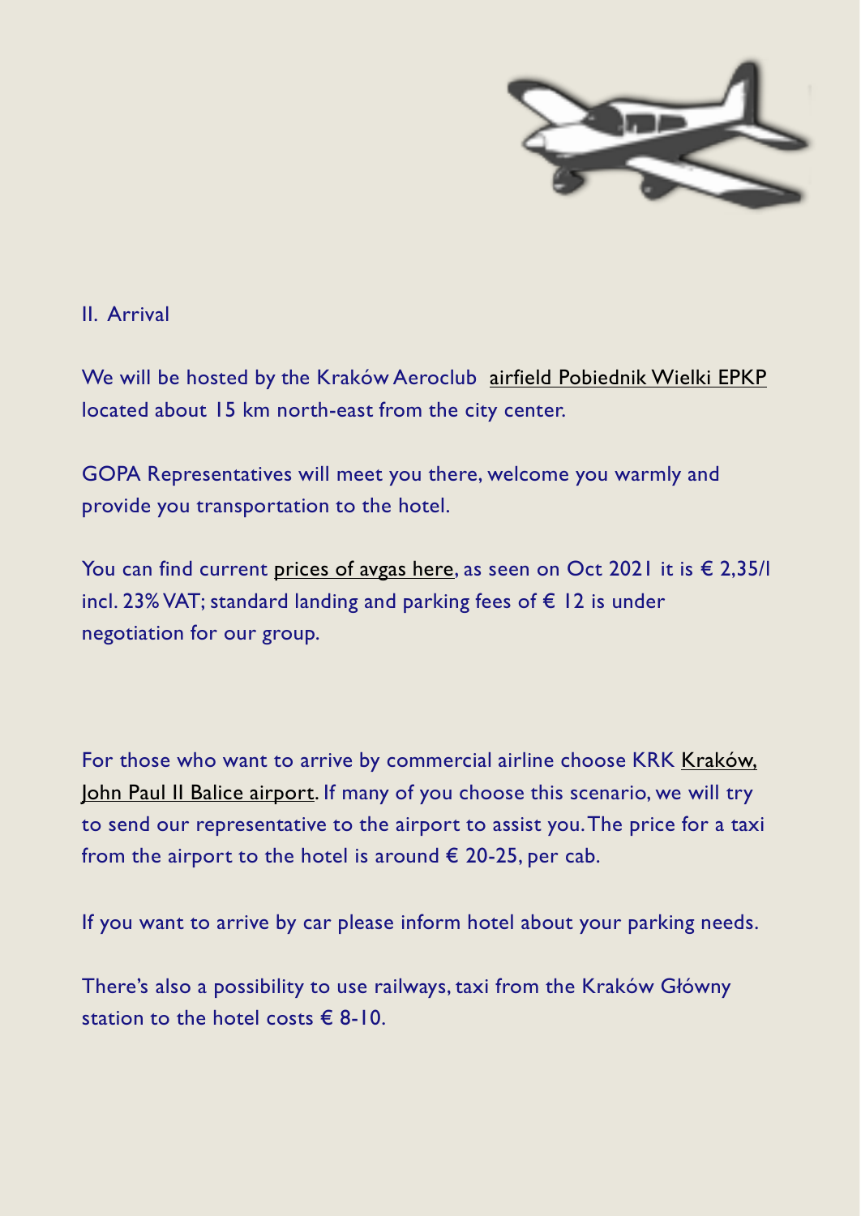## II. Arrival

We will be hosted by the Kraków Aeroclub airfield Pobiednik Wielki EPKP located about 15 km north-east from the city center.

GOPA Representatives will meet you there, welcome you warmly and provide you transportation to the hotel.

You can find current prices of avgas here, as seen on Oct 2021 it is € 2,35/l incl. 23% VAT; standard landing and parking fees of € 12 is under negotiation for our group.

For those who want to arrive by commercial airline choose KRK Kraków, John Paul II Balice airport. If many of you choose this scenario, we will try to send our representative to the airport to assist you. The price for a taxi from the airport to the hotel is around € 20-25, per cab.

If you want to arrive by car please inform hotel about your parking needs.

There's also a possibility to use railways, taxi from the Kraków Główny station to the hotel costs € 8-10.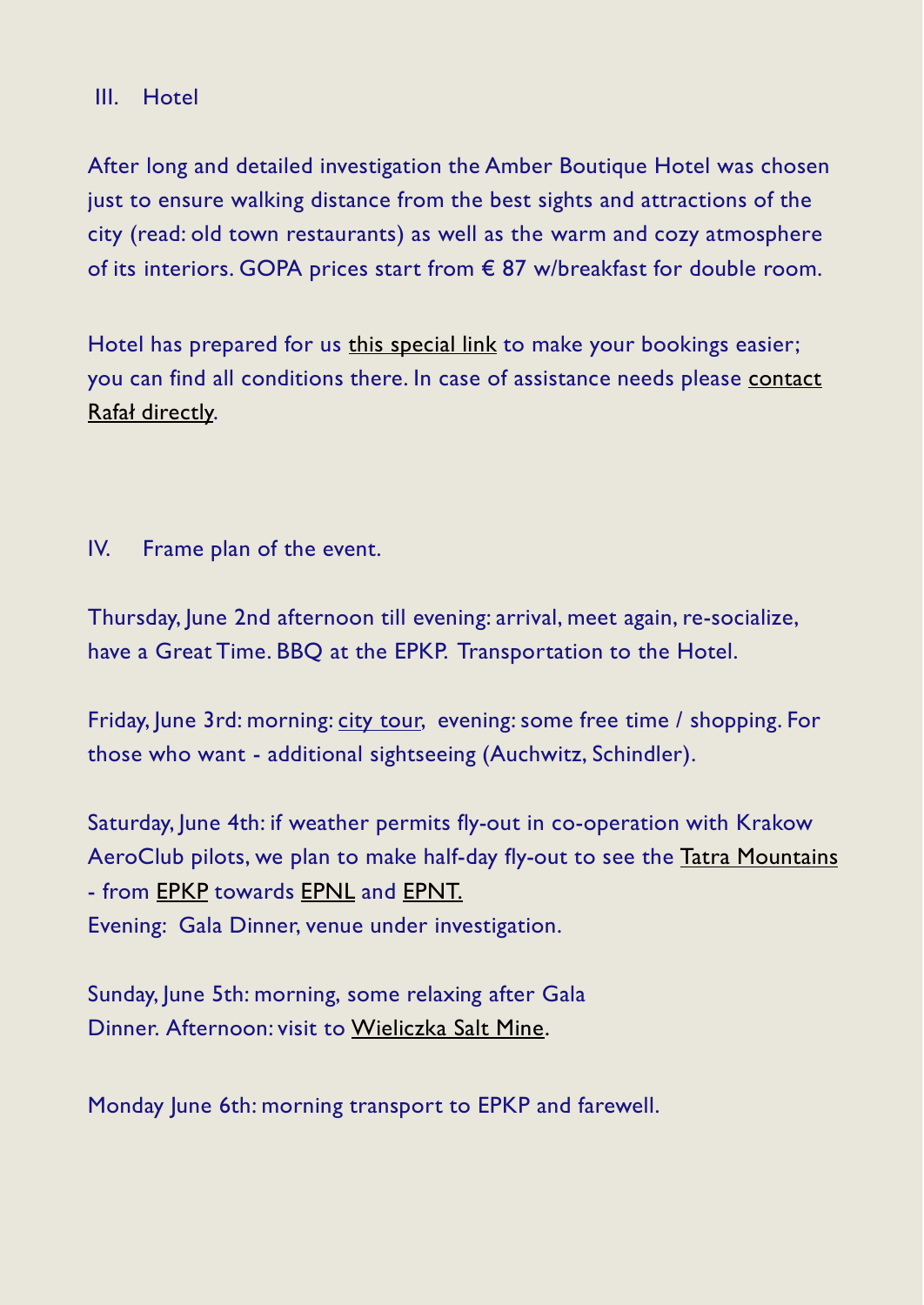## III. Hotel

After long and detailed investigation the Amber Boutique Hotel was chosen just to ensure walking distance from the best sights and attractions of the city (read: old town restaurants) as well as the warm and cozy atmosphere of its interiors. GOPA prices start from € 87 w/breakfast for double room.

Hotel has prepared for us this special link to make your bookings easier; you can find all conditions there. In case of assistance needs please contact Rafał directly.

## IV. Frame plan of the event.

Thursday, June 2nd afternoon till evening: arrival, meet again, re-socialize, have a Great Time. BBQ at the EPKP. Transportation to the Hotel.

Friday, June 3rd: morning: city tour, evening: some free time / shopping. For those who want - additional sightseeing (Auchwitz, Schindler).

Saturday, June 4th: if weather permits fly-out in co-operation with Krakow AeroClub pilots, we plan to make half-day fly-out to see the Tatra Mountains - from EPKP towards EPNL and EPNT.
Evening: Gala Dinner, venue under investigation.

Sunday, June 5th: morning, some relaxing after Gala Dinner. Afternoon: visit to Wieliczka Salt Mine.

Monday June 6th: morning transport to EPKP and farewell.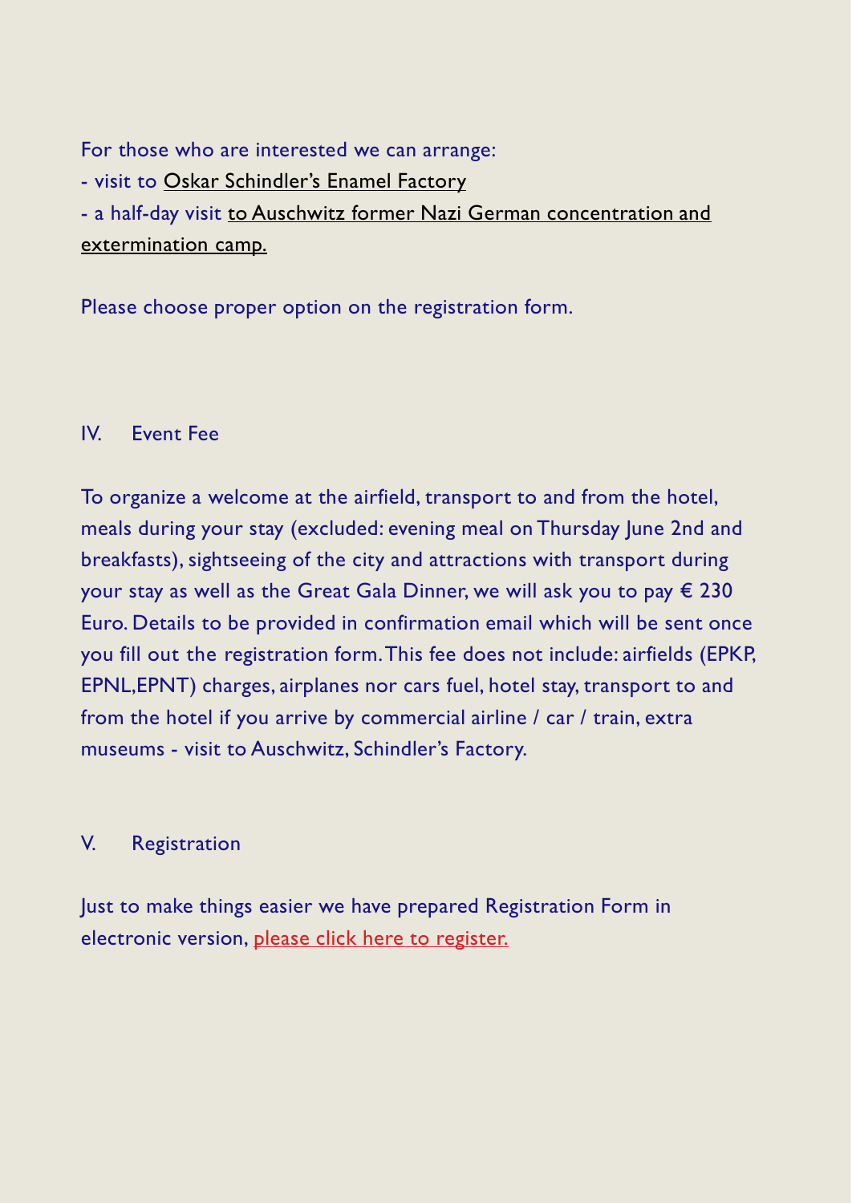For those who are interested we can arrange:

- visit to Oskar Schindler's Enamel Factory
- a half-day visit to Auschwitz former Nazi German concentration and extermination camp.

Please choose proper option on the registration form.

## IV. Event Fee

To organize a welcome at the airfield, transport to and from the hotel, meals during your stay (excluded: evening meal on Thursday June 2nd and breakfasts), sightseeing of the city and attractions with transport during your stay as well as the Great Gala Dinner, we will ask you to pay € 230 Euro. Details to be provided in confirmation email which will be sent once you fill out the registration form. This fee does not include: airfields (EPKP, EPNL,EPNT) charges, airplanes nor cars fuel, hotel stay, transport to and from the hotel if you arrive by commercial airline / car / train, extra museums - visit to Auschwitz, Schindler's Factory.

## V. Registration

Just to make things easier we have prepared Registration Form in electronic version, please click here to register.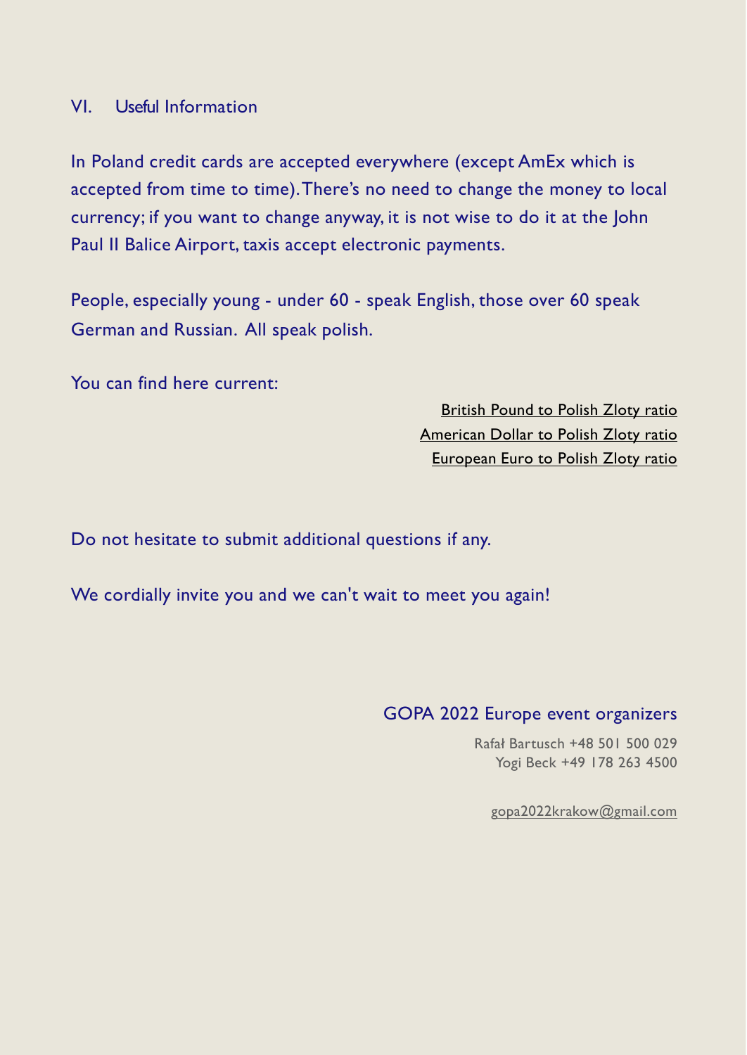## VI. Useful Information

In Poland credit cards are accepted everywhere (except AmEx which is accepted from time to time). There's no need to change the money to local currency; if you want to change anyway, it is not wise to do it at the John Paul II Balice Airport, taxis accept electronic payments.

People, especially young - under 60 - speak English, those over 60 speak German and Russian. All speak polish.

You can find here current:

British Pound to Polish Zloty ratio
American Dollar to Polish Zloty ratio
European Euro to Polish Zloty ratio

Do not hesitate to submit additional questions if any.

We cordially invite you and we can't wait to meet you again!

GOPA 2022 Europe event organizers

Rafał Bartusch +48 501 500 029
Yogi Beck +49 178 263 4500

gopa2022krakow@gmail.com